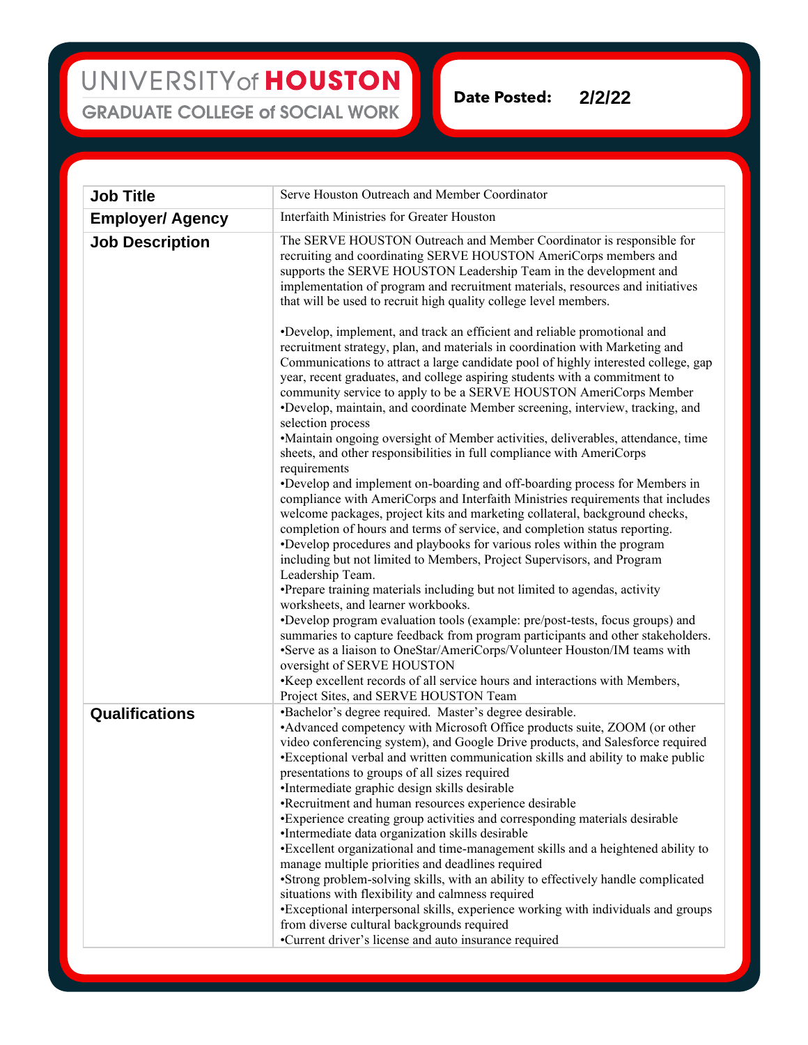UNIVERSITY of HOUSTON
GRADUATE COLLEGE of SOCIAL WORK

**Date Posted:** 2/2/22

| | |
|---|---|
| **Job Title** | Serve Houston Outreach and Member Coordinator |
| **Employer/ Agency** | Interfaith Ministries for Greater Houston |
| **Job Description** | The SERVE HOUSTON Outreach and Member Coordinator is responsible for recruiting and coordinating SERVE HOUSTON AmeriCorps members and supports the SERVE HOUSTON Leadership Team in the development and implementation of program and recruitment materials, resources and initiatives that will be used to recruit high quality college level members.<br><br>•Develop, implement, and track an efficient and reliable promotional and recruitment strategy, plan, and materials in coordination with Marketing and Communications to attract a large candidate pool of highly interested college, gap year, recent graduates, and college aspiring students with a commitment to community service to apply to be a SERVE HOUSTON AmeriCorps Member<br>•Develop, maintain, and coordinate Member screening, interview, tracking, and selection process<br>•Maintain ongoing oversight of Member activities, deliverables, attendance, time sheets, and other responsibilities in full compliance with AmeriCorps requirements<br>•Develop and implement on-boarding and off-boarding process for Members in compliance with AmeriCorps and Interfaith Ministries requirements that includes welcome packages, project kits and marketing collateral, background checks, completion of hours and terms of service, and completion status reporting.<br>•Develop procedures and playbooks for various roles within the program including but not limited to Members, Project Supervisors, and Program Leadership Team.<br>•Prepare training materials including but not limited to agendas, activity worksheets, and learner workbooks.<br>•Develop program evaluation tools (example: pre/post-tests, focus groups) and summaries to capture feedback from program participants and other stakeholders.<br>•Serve as a liaison to OneStar/AmeriCorps/Volunteer Houston/IM teams with oversight of SERVE HOUSTON<br>•Keep excellent records of all service hours and interactions with Members, Project Sites, and SERVE HOUSTON Team |
| **Qualifications** | •Bachelor's degree required. Master's degree desirable.<br>•Advanced competency with Microsoft Office products suite, ZOOM (or other video conferencing system), and Google Drive products, and Salesforce required<br>•Exceptional verbal and written communication skills and ability to make public presentations to groups of all sizes required<br>•Intermediate graphic design skills desirable<br>•Recruitment and human resources experience desirable<br>•Experience creating group activities and corresponding materials desirable<br>•Intermediate data organization skills desirable<br>•Excellent organizational and time-management skills and a heightened ability to manage multiple priorities and deadlines required<br>•Strong problem-solving skills, with an ability to effectively handle complicated situations with flexibility and calmness required<br>•Exceptional interpersonal skills, experience working with individuals and groups from diverse cultural backgrounds required<br>•Current driver's license and auto insurance required |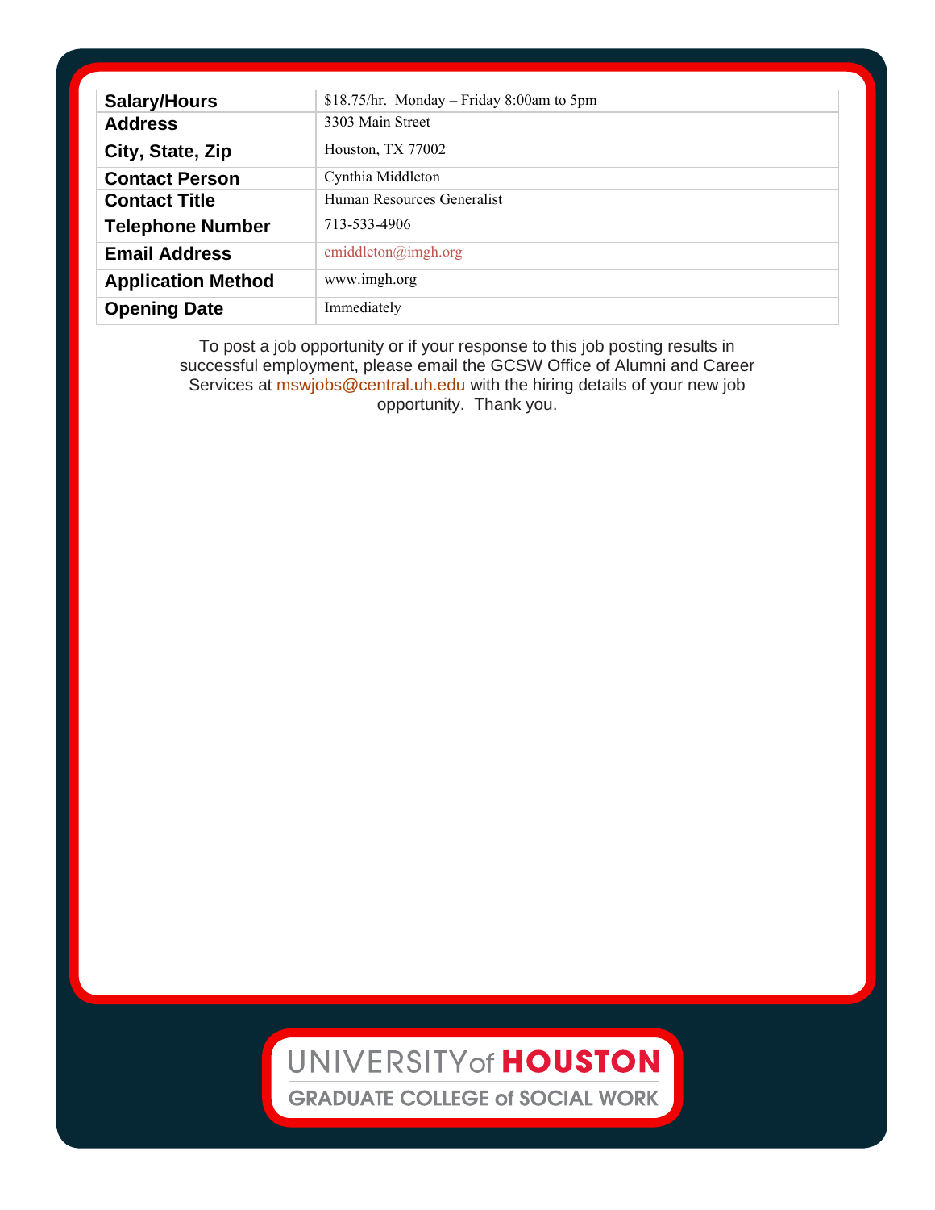| | |
|---|---|
| **Salary/Hours** | $18.75/hr. Monday – Friday 8:00am to 5pm |
| **Address** | 3303 Main Street |
| **City, State, Zip** | Houston, TX 77002 |
| **Contact Person** | Cynthia Middleton |
| **Contact Title** | Human Resources Generalist |
| **Telephone Number** | 713-533-4906 |
| **Email Address** | cmiddleton@imgh.org |
| **Application Method** | www.imgh.org |
| **Opening Date** | Immediately |

To post a job opportunity or if your response to this job posting results in successful employment, please email the GCSW Office of Alumni and Career Services at mswjobs@central.uh.edu with the hiring details of your new job opportunity. Thank you.

UNIVERSITY of HOUSTON
GRADUATE COLLEGE of SOCIAL WORK